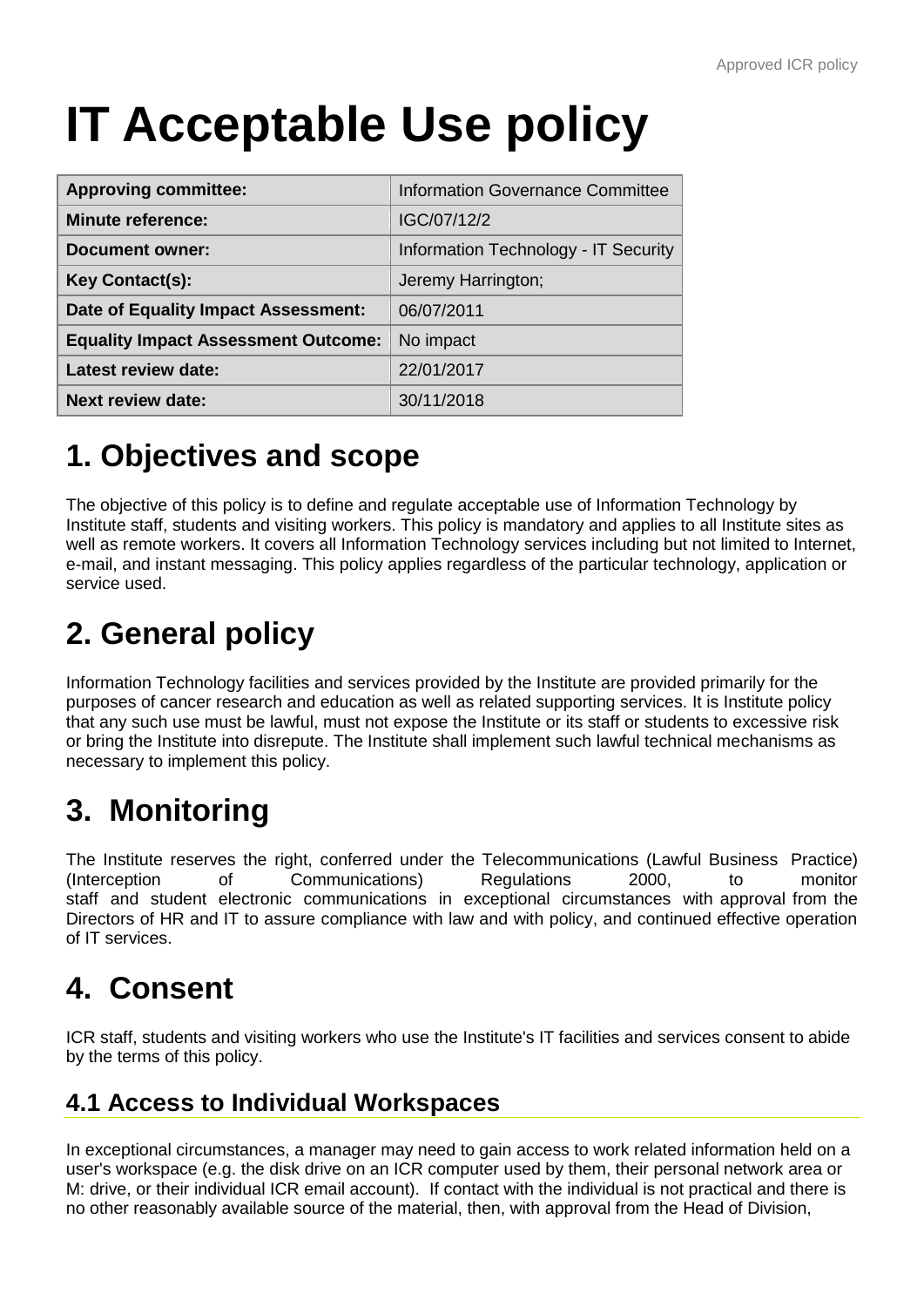# IT Acceptable Use policy

| Approving committee: | Information Governance Committee |
|---|---|
| Minute reference: | IGC/07/12/2 |
| Document owner: | Information Technology - IT Security |
| Key Contact(s): | Jeremy Harrington; |
| Date of Equality Impact Assessment: | 06/07/2011 |
| Equality Impact Assessment Outcome: | No impact |
| Latest review date: | 22/01/2017 |
| Next review date: | 30/11/2018 |

## 1. Objectives and scope

The objective of this policy is to define and regulate acceptable use of Information Technology by Institute staff, students and visiting workers. This policy is mandatory and applies to all Institute sites as well as remote workers. It covers all Information Technology services including but not limited to Internet, e-mail, and instant messaging. This policy applies regardless of the particular technology, application or service used.

## 2. General policy

Information Technology facilities and services provided by the Institute are provided primarily for the purposes of cancer research and education as well as related supporting services. It is Institute policy that any such use must be lawful, must not expose the Institute or its staff or students to excessive risk or bring the Institute into disrepute. The Institute shall implement such lawful technical mechanisms as necessary to implement this policy.

## 3. Monitoring

The Institute reserves the right, conferred under the Telecommunications (Lawful Business Practice) (Interception of Communications) Regulations 2000, to monitor staff and student electronic communications in exceptional circumstances with approval from the Directors of HR and IT to assure compliance with law and with policy, and continued effective operation of IT services.

## 4. Consent

ICR staff, students and visiting workers who use the Institute's IT facilities and services consent to abide by the terms of this policy.

### 4.1 Access to Individual Workspaces

In exceptional circumstances, a manager may need to gain access to work related information held on a user's workspace (e.g. the disk drive on an ICR computer used by them, their personal network area or M: drive, or their individual ICR email account). If contact with the individual is not practical and there is no other reasonably available source of the material, then, with approval from the Head of Division,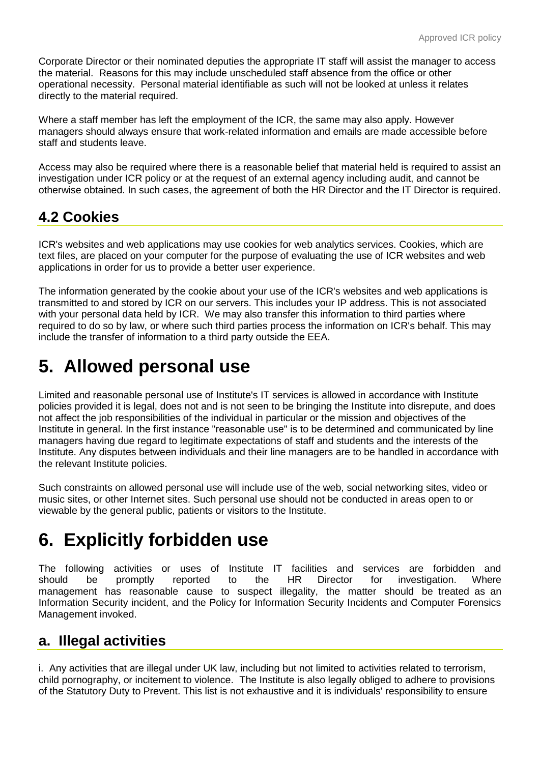Corporate Director or their nominated deputies the appropriate IT staff will assist the manager to access the material. Reasons for this may include unscheduled staff absence from the office or other operational necessity. Personal material identifiable as such will not be looked at unless it relates directly to the material required.

Where a staff member has left the employment of the ICR, the same may also apply. However managers should always ensure that work-related information and emails are made accessible before staff and students leave.

Access may also be required where there is a reasonable belief that material held is required to assist an investigation under ICR policy or at the request of an external agency including audit, and cannot be otherwise obtained. In such cases, the agreement of both the HR Director and the IT Director is required.

## 4.2 Cookies

ICR's websites and web applications may use cookies for web analytics services. Cookies, which are text files, are placed on your computer for the purpose of evaluating the use of ICR websites and web applications in order for us to provide a better user experience.

The information generated by the cookie about your use of the ICR's websites and web applications is transmitted to and stored by ICR on our servers. This includes your IP address. This is not associated with your personal data held by ICR. We may also transfer this information to third parties where required to do so by law, or where such third parties process the information on ICR's behalf. This may include the transfer of information to a third party outside the EEA.

# 5. Allowed personal use

Limited and reasonable personal use of Institute's IT services is allowed in accordance with Institute policies provided it is legal, does not and is not seen to be bringing the Institute into disrepute, and does not affect the job responsibilities of the individual in particular or the mission and objectives of the Institute in general. In the first instance "reasonable use" is to be determined and communicated by line managers having due regard to legitimate expectations of staff and students and the interests of the Institute. Any disputes between individuals and their line managers are to be handled in accordance with the relevant Institute policies.

Such constraints on allowed personal use will include use of the web, social networking sites, video or music sites, or other Internet sites. Such personal use should not be conducted in areas open to or viewable by the general public, patients or visitors to the Institute.

# 6. Explicitly forbidden use

The following activities or uses of Institute IT facilities and services are forbidden and should be promptly reported to the HR Director for investigation. Where management has reasonable cause to suspect illegality, the matter should be treated as an Information Security incident, and the Policy for Information Security Incidents and Computer Forensics Management invoked.

## a. Illegal activities

i. Any activities that are illegal under UK law, including but not limited to activities related to terrorism, child pornography, or incitement to violence. The Institute is also legally obliged to adhere to provisions of the Statutory Duty to Prevent. This list is not exhaustive and it is individuals' responsibility to ensure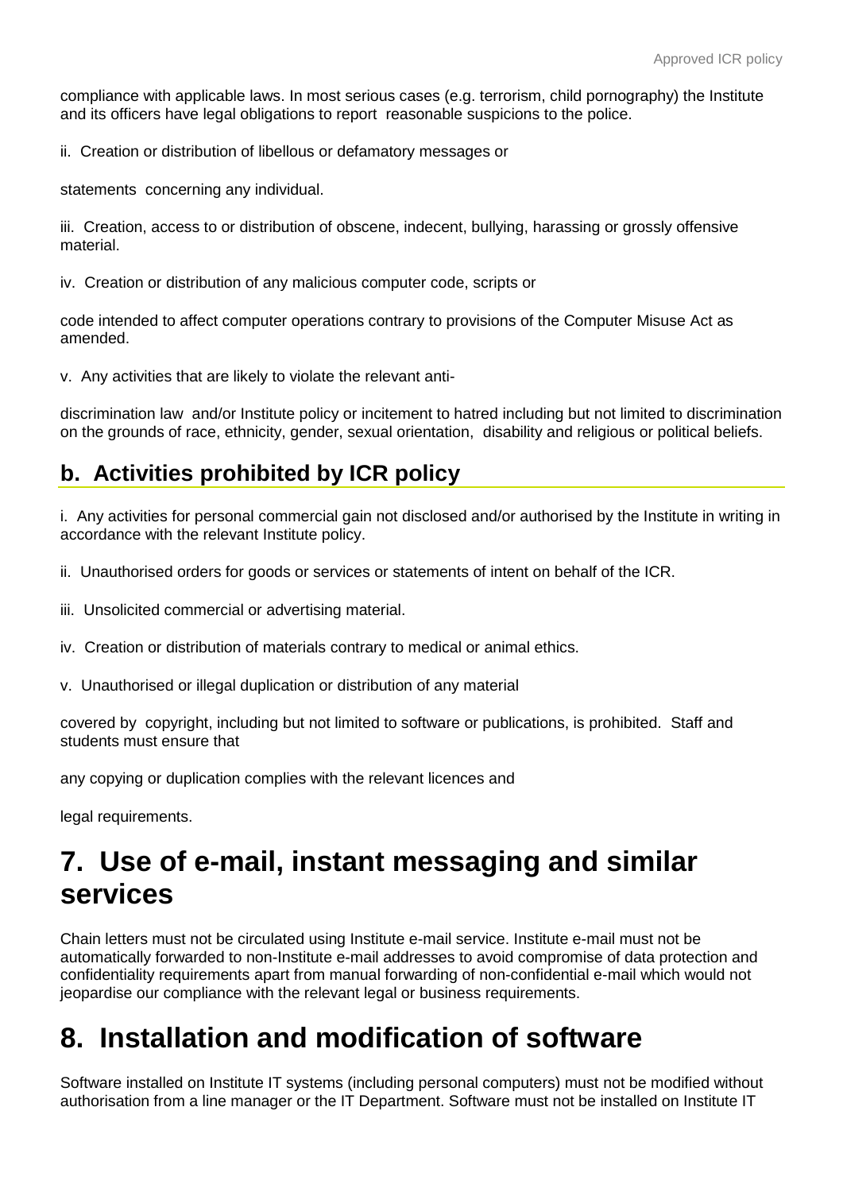compliance with applicable laws. In most serious cases (e.g. terrorism, child pornography) the Institute and its officers have legal obligations to report reasonable suspicions to the police.

ii. Creation or distribution of libellous or defamatory messages or

statements concerning any individual.

iii. Creation, access to or distribution of obscene, indecent, bullying, harassing or grossly offensive material.

iv. Creation or distribution of any malicious computer code, scripts or

code intended to affect computer operations contrary to provisions of the Computer Misuse Act as amended.

v. Any activities that are likely to violate the relevant anti-

discrimination law and/or Institute policy or incitement to hatred including but not limited to discrimination on the grounds of race, ethnicity, gender, sexual orientation, disability and religious or political beliefs.

## b. Activities prohibited by ICR policy

i. Any activities for personal commercial gain not disclosed and/or authorised by the Institute in writing in accordance with the relevant Institute policy.

ii. Unauthorised orders for goods or services or statements of intent on behalf of the ICR.

iii. Unsolicited commercial or advertising material.

iv. Creation or distribution of materials contrary to medical or animal ethics.

v. Unauthorised or illegal duplication or distribution of any material

covered by copyright, including but not limited to software or publications, is prohibited. Staff and students must ensure that

any copying or duplication complies with the relevant licences and

legal requirements.

# 7. Use of e-mail, instant messaging and similar services

Chain letters must not be circulated using Institute e-mail service. Institute e-mail must not be automatically forwarded to non-Institute e-mail addresses to avoid compromise of data protection and confidentiality requirements apart from manual forwarding of non-confidential e-mail which would not jeopardise our compliance with the relevant legal or business requirements.

# 8. Installation and modification of software

Software installed on Institute IT systems (including personal computers) must not be modified without authorisation from a line manager or the IT Department. Software must not be installed on Institute IT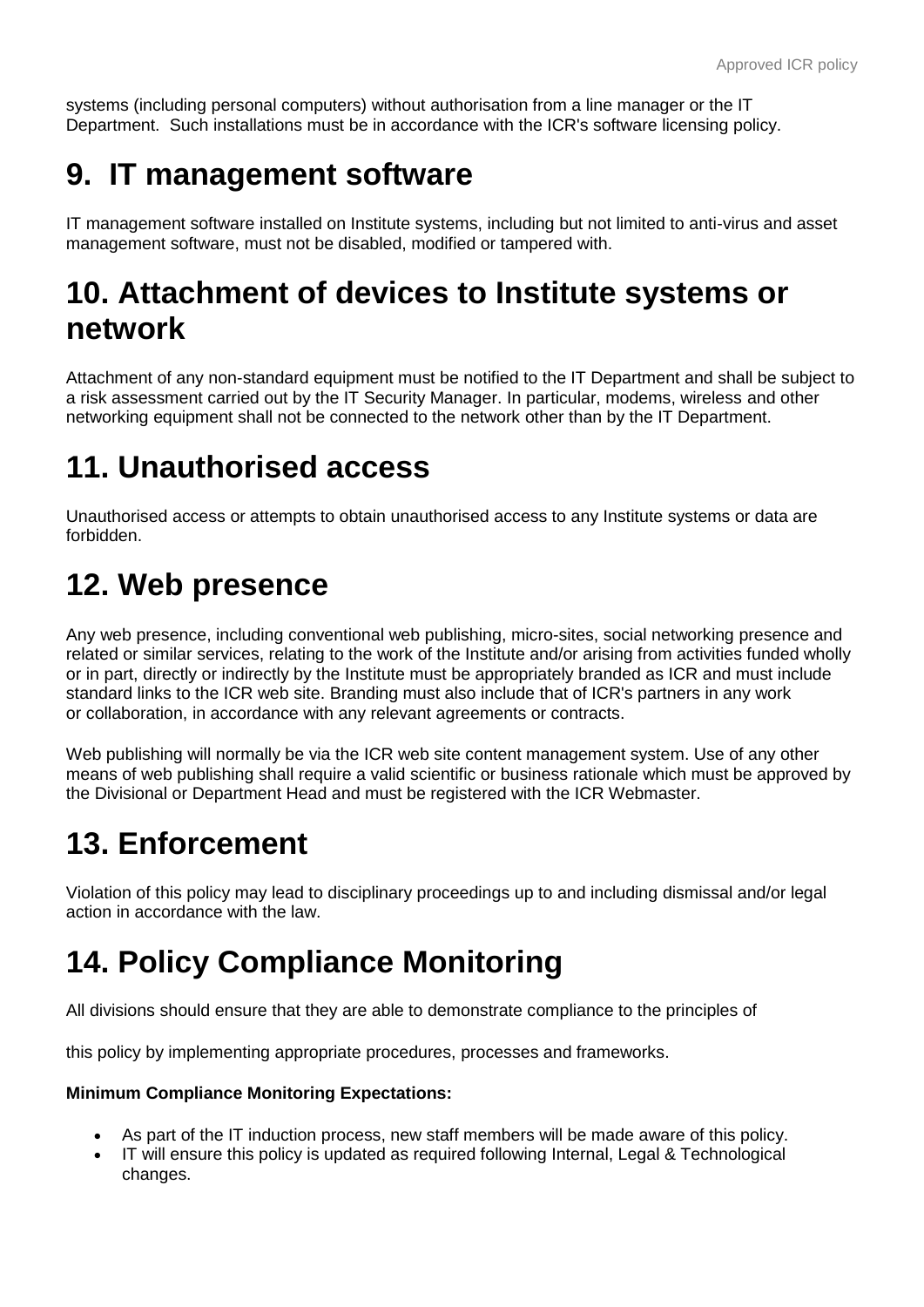systems (including personal computers) without authorisation from a line manager or the IT Department. Such installations must be in accordance with the ICR's software licensing policy.

# 9. IT management software

IT management software installed on Institute systems, including but not limited to anti-virus and asset management software, must not be disabled, modified or tampered with.

# 10. Attachment of devices to Institute systems or network

Attachment of any non-standard equipment must be notified to the IT Department and shall be subject to a risk assessment carried out by the IT Security Manager. In particular, modems, wireless and other networking equipment shall not be connected to the network other than by the IT Department.

# 11. Unauthorised access

Unauthorised access or attempts to obtain unauthorised access to any Institute systems or data are forbidden.

# 12. Web presence

Any web presence, including conventional web publishing, micro-sites, social networking presence and related or similar services, relating to the work of the Institute and/or arising from activities funded wholly or in part, directly or indirectly by the Institute must be appropriately branded as ICR and must include standard links to the ICR web site. Branding must also include that of ICR's partners in any work or collaboration, in accordance with any relevant agreements or contracts.

Web publishing will normally be via the ICR web site content management system. Use of any other means of web publishing shall require a valid scientific or business rationale which must be approved by the Divisional or Department Head and must be registered with the ICR Webmaster.

# 13. Enforcement

Violation of this policy may lead to disciplinary proceedings up to and including dismissal and/or legal action in accordance with the law.

# 14. Policy Compliance Monitoring

All divisions should ensure that they are able to demonstrate compliance to the principles of

this policy by implementing appropriate procedures, processes and frameworks.

**Minimum Compliance Monitoring Expectations:**

- As part of the IT induction process, new staff members will be made aware of this policy.
- IT will ensure this policy is updated as required following Internal, Legal & Technological changes.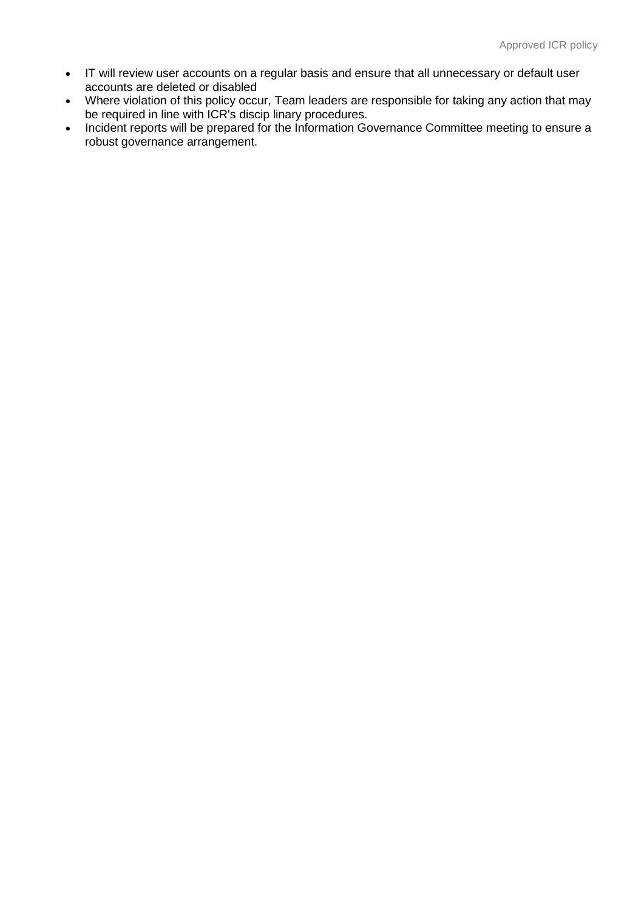- IT will review user accounts on a regular basis and ensure that all unnecessary or default user accounts are deleted or disabled
- Where violation of this policy occur, Team leaders are responsible for taking any action that may be required in line with ICR's discip linary procedures.
- Incident reports will be prepared for the Information Governance Committee meeting to ensure a robust governance arrangement.